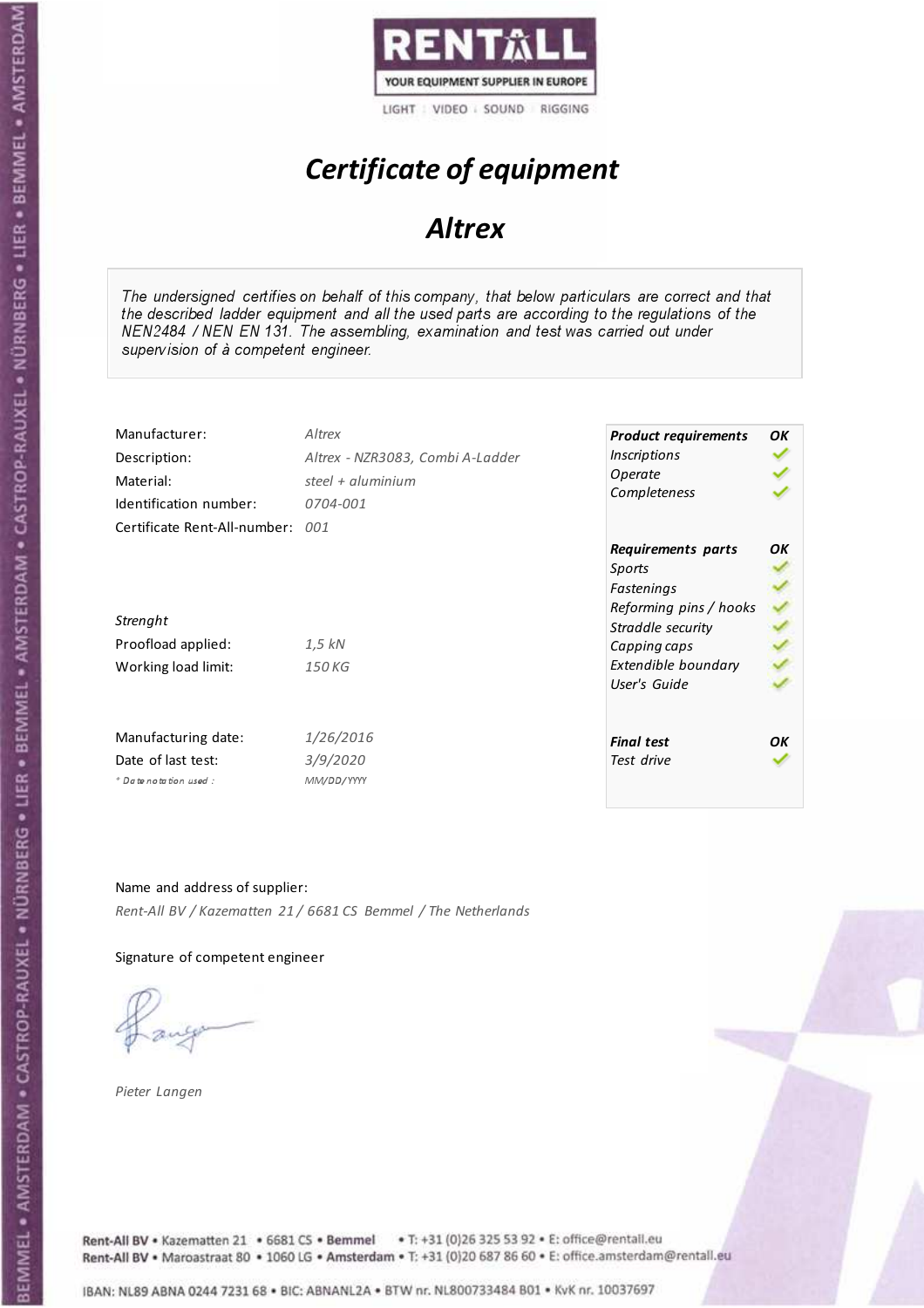RENTALL
YOUR EQUIPMENT SUPPLIER IN EUROPE
LIGHT | VIDEO | SOUND | RIGGING

# *Certificate of equipment*

## *Altrex*

*The undersigned certifies on behalf of this company, that below particulars are correct and that the described ladder equipment and all the used parts are according to the regulations of the NEN2484 / NEN EN 131. The assembling, examination and test was carried out under supervision of à competent engineer.*

| | |
|---|---|
| Manufacturer: | *Altrex* |
| Description: | *Altrex - NZR3083, Combi A-Ladder* |
| Material: | *steel + aluminium* |
| Identification number: | *0704-001* |
| Certificate Rent-All-number: | *001* |

*Strenght*

| | |
|---|---|
| Proofload applied: | *1,5 kN* |
| Working load limit: | *150 KG* |

| | |
|---|---|
| Manufacturing date: | *1/26/2016* |
| Date of last test: | *3/9/2020* |
| *\* Date notation used :* | *MM/DD/YYYY* |

| ***Product requirements*** | ***OK*** |
|---|---|
| *Inscriptions* | ✔ |
| *Operate* | ✔ |
| *Completeness* | ✔ |

| ***Requirements parts*** | ***OK*** |
|---|---|
| *Sports* | ✔ |
| *Fastenings* | ✔ |
| *Reforming pins / hooks* | ✔ |
| *Straddle security* | ✔ |
| *Capping caps* | ✔ |
| *Extendible boundary* | ✔ |
| *User's Guide* | ✔ |

| ***Final test*** | ***OK*** |
|---|---|
| *Test drive* | ✔ |

Name and address of supplier:

*Rent-All BV / Kazematten 21 / 6681 CS Bemmel / The Netherlands*

Signature of competent engineer

*Pieter Langen*

Rent-All BV • Kazematten 21 • 6681 CS • **Bemmel** • T: +31 (0)26 325 53 92 • E: office@rentall.eu
Rent-All BV • Maroastraat 80 • 1060 LG • **Amsterdam** • T: +31 (0)20 687 86 60 • E: office.amsterdam@rentall.eu

IBAN: NL89 ABNA 0244 7231 68 • BIC: ABNANL2A • BTW nr. NL800733484 B01 • KvK nr. 10037697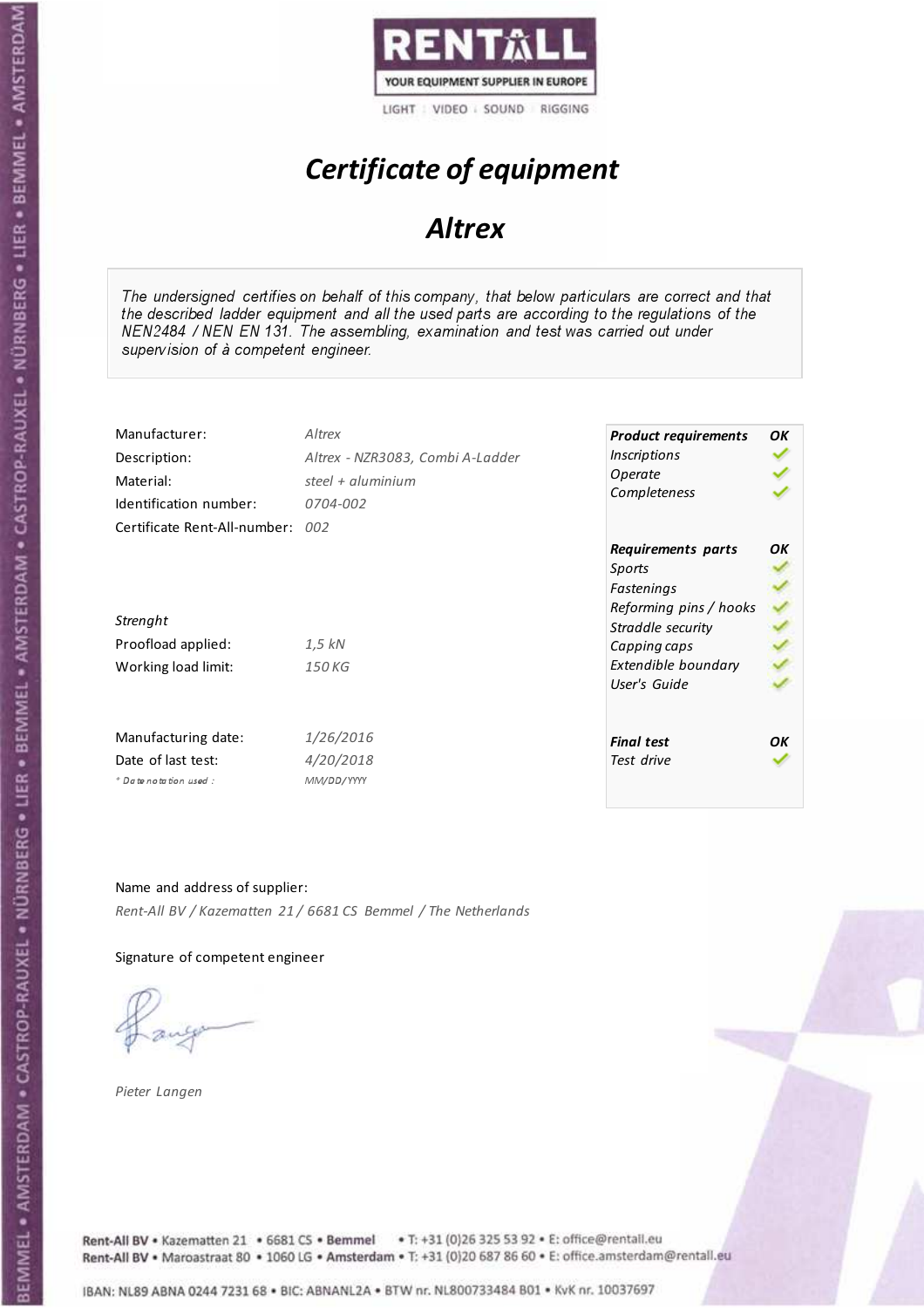# Certificate of equipment

## Altrex

*The undersigned certifies on behalf of this company, that below particulars are correct and that the described ladder equipment and all the used parts are according to the regulations of the NEN2484 / NEN EN 131. The assembling, examination and test was carried out under supervision of à competent engineer.*

| | |
|---|---|
| Manufacturer: | *Altrex* |
| Description: | *Altrex - NZR3083, Combi A-Ladder* |
| Material: | *steel + aluminium* |
| Identification number: | *0704-002* |
| Certificate Rent-All-number: | *002* |

*Strenght*

| | |
|---|---|
| Proofload applied: | *1,5 kN* |
| Working load limit: | *150 KG* |

| | |
|---|---|
| Manufacturing date: | *1/26/2016* |
| Date of last test: | *4/20/2018* |
| *\* Date notation used :* | *MM/DD/YYYY* |

| ***Product requirements*** | ***OK*** |
|---|---|
| *Inscriptions* | ✓ |
| *Operate* | ✓ |
| *Completeness* | ✓ |

| ***Requirements parts*** | ***OK*** |
|---|---|
| *Sports* | ✓ |
| *Fastenings* | ✓ |
| *Reforming pins / hooks* | ✓ |
| *Straddle security* | ✓ |
| *Capping caps* | ✓ |
| *Extendible boundary* | ✓ |
| *User's Guide* | ✓ |

| ***Final test*** | ***OK*** |
|---|---|
| *Test drive* | ✓ |

Name and address of supplier:

*Rent-All BV / Kazematten 21 / 6681 CS Bemmel / The Netherlands*

Signature of competent engineer

*Pieter Langen*

Rent-All BV • Kazematten 21 • 6681 CS • **Bemmel** • T: +31 (0)26 325 53 92 • E: office@rentall.eu
Rent-All BV • Maroastraat 80 • 1060 LG • **Amsterdam** • T: +31 (0)20 687 86 60 • E: office.amsterdam@rentall.eu

IBAN: NL89 ABNA 0244 7231 68 • BIC: ABNANL2A • BTW nr. NL800733484 B01 • KvK nr. 10037697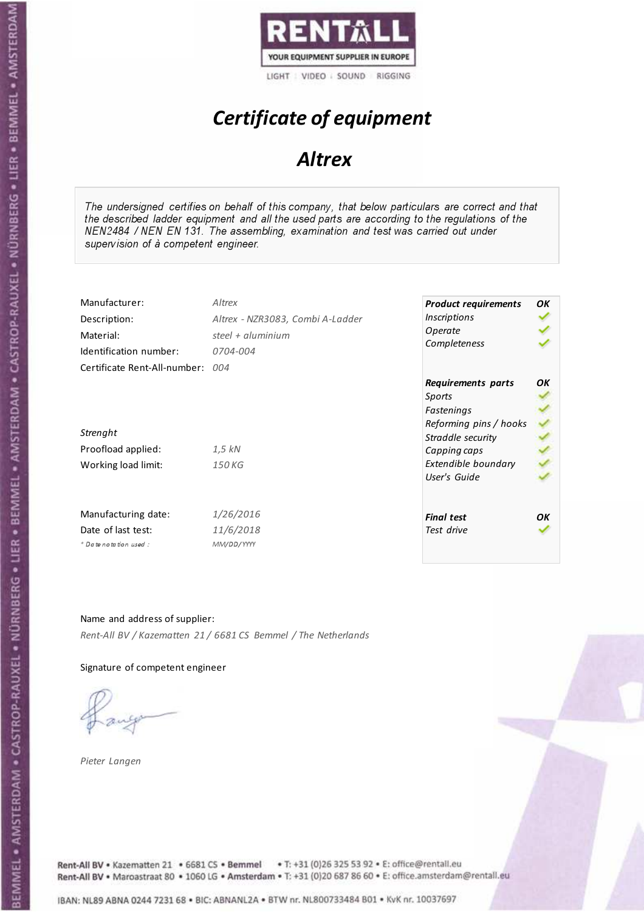RENTALL
YOUR EQUIPMENT SUPPLIER IN EUROPE
LIGHT | VIDEO | SOUND | RIGGING

# *Certificate of equipment*

## *Altrex*

*The undersigned certifies on behalf of this company, that below particulars are correct and that the described ladder equipment and all the used parts are according to the regulations of the NEN2484 / NEN EN 131. The assembling, examination and test was carried out under supervision of à competent engineer.*

| | |
|---|---|
| Manufacturer: | *Altrex* |
| Description: | *Altrex - NZR3083, Combi A-Ladder* |
| Material: | *steel + aluminium* |
| Identification number: | *0704-004* |
| Certificate Rent-All-number: | *004* |

*Strenght*

| | |
|---|---|
| Proofload applied: | *1,5 kN* |
| Working load limit: | *150 KG* |

| | |
|---|---|
| Manufacturing date: | *1/26/2016* |
| Date of last test: | *11/6/2018* |
| *\* Date notation used :* | *MM/DD/YYYY* |

| ***Product requirements*** | ***OK*** |
|---|---|
| *Inscriptions* | ✓ |
| *Operate* | ✓ |
| *Completeness* | ✓ |

| ***Requirements parts*** | ***OK*** |
|---|---|
| *Sports* | ✓ |
| *Fastenings* | ✓ |
| *Reforming pins / hooks* | ✓ |
| *Straddle security* | ✓ |
| *Capping caps* | ✓ |
| *Extendible boundary* | ✓ |
| *User's Guide* | ✓ |

| ***Final test*** | ***OK*** |
|---|---|
| *Test drive* | ✓ |

Name and address of supplier:

*Rent-All BV / Kazematten 21 / 6681 CS Bemmel / The Netherlands*

Signature of competent engineer

*Pieter Langen*

Rent-All BV • Kazematten 21 • 6681 CS • Bemmel • T: +31 (0)26 325 53 92 • E: office@rentall.eu
Rent-All BV • Maroastraat 80 • 1060 LG • Amsterdam • T: +31 (0)20 687 86 60 • E: office.amsterdam@rentall.eu

IBAN: NL89 ABNA 0244 7231 68 • BIC: ABNANL2A • BTW nr. NL800733484 B01 • KvK nr. 10037697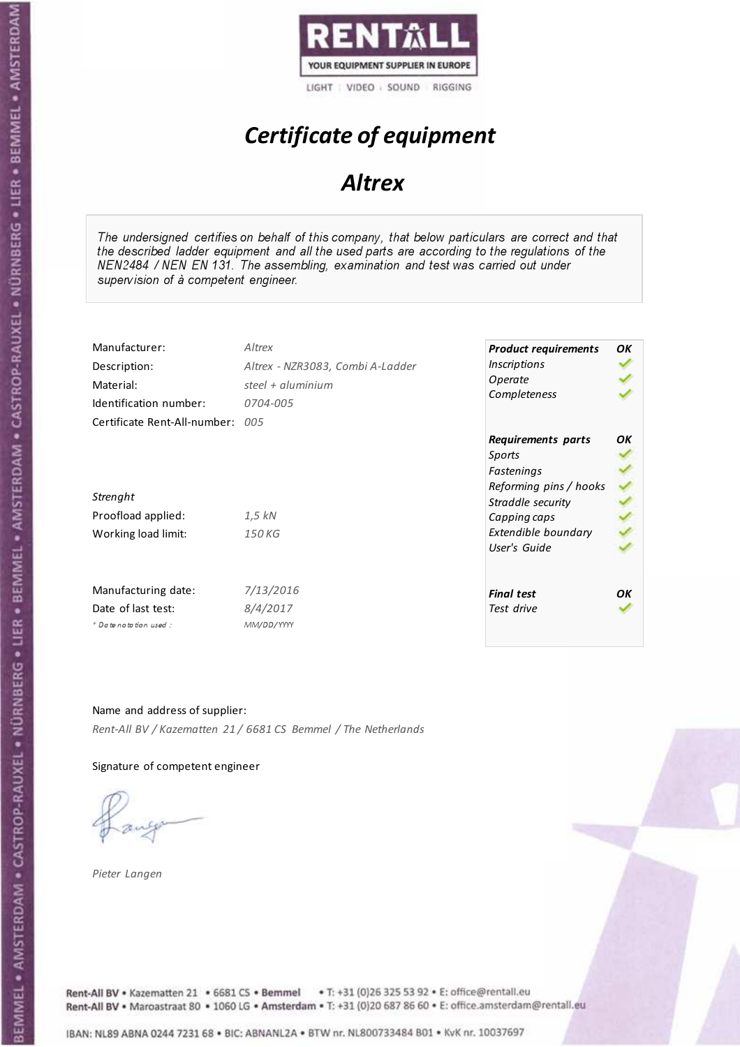# Certificate of equipment

## Altrex

*The undersigned certifies on behalf of this company, that below particulars are correct and that the described ladder equipment and all the used parts are according to the regulations of the NEN2484 / NEN EN 131. The assembling, examination and test was carried out under supervision of à competent engineer.*

| | |
|---|---|
| Manufacturer: | *Altrex* |
| Description: | *Altrex - NZR3083, Combi A-Ladder* |
| Material: | *steel + aluminium* |
| Identification number: | *0704-005* |
| Certificate Rent-All-number: | *005* |

*Strenght*

| | |
|---|---|
| Proofload applied: | *1,5 kN* |
| Working load limit: | *150 KG* |

| | |
|---|---|
| Manufacturing date: | *7/13/2016* |
| Date of last test: | *8/4/2017* |
| *\* Date notation used :* | *MM/DD/YYYY* |

| ***Product requirements*** | ***OK*** |
|---|---|
| *Inscriptions* | ✓ |
| *Operate* | ✓ |
| *Completeness* | ✓ |

| ***Requirements parts*** | ***OK*** |
|---|---|
| *Sports* | ✓ |
| *Fastenings* | ✓ |
| *Reforming pins / hooks* | ✓ |
| *Straddle security* | ✓ |
| *Capping caps* | ✓ |
| *Extendible boundary* | ✓ |
| *User's Guide* | ✓ |

| ***Final test*** | ***OK*** |
|---|---|
| *Test drive* | ✓ |

Name and address of supplier:

*Rent-All BV / Kazematten 21 / 6681 CS Bemmel / The Netherlands*

Signature of competent engineer

*Pieter Langen*

Rent-All BV • Kazematten 21 • 6681 CS • **Bemmel** • T: +31 (0)26 325 53 92 • E: office@rentall.eu
Rent-All BV • Maroastraat 80 • 1060 LG • **Amsterdam** • T: +31 (0)20 687 86 60 • E: office.amsterdam@rentall.eu

IBAN: NL89 ABNA 0244 7231 68 • BIC: ABNANL2A • BTW nr. NL800733484 B01 • KvK nr. 10037697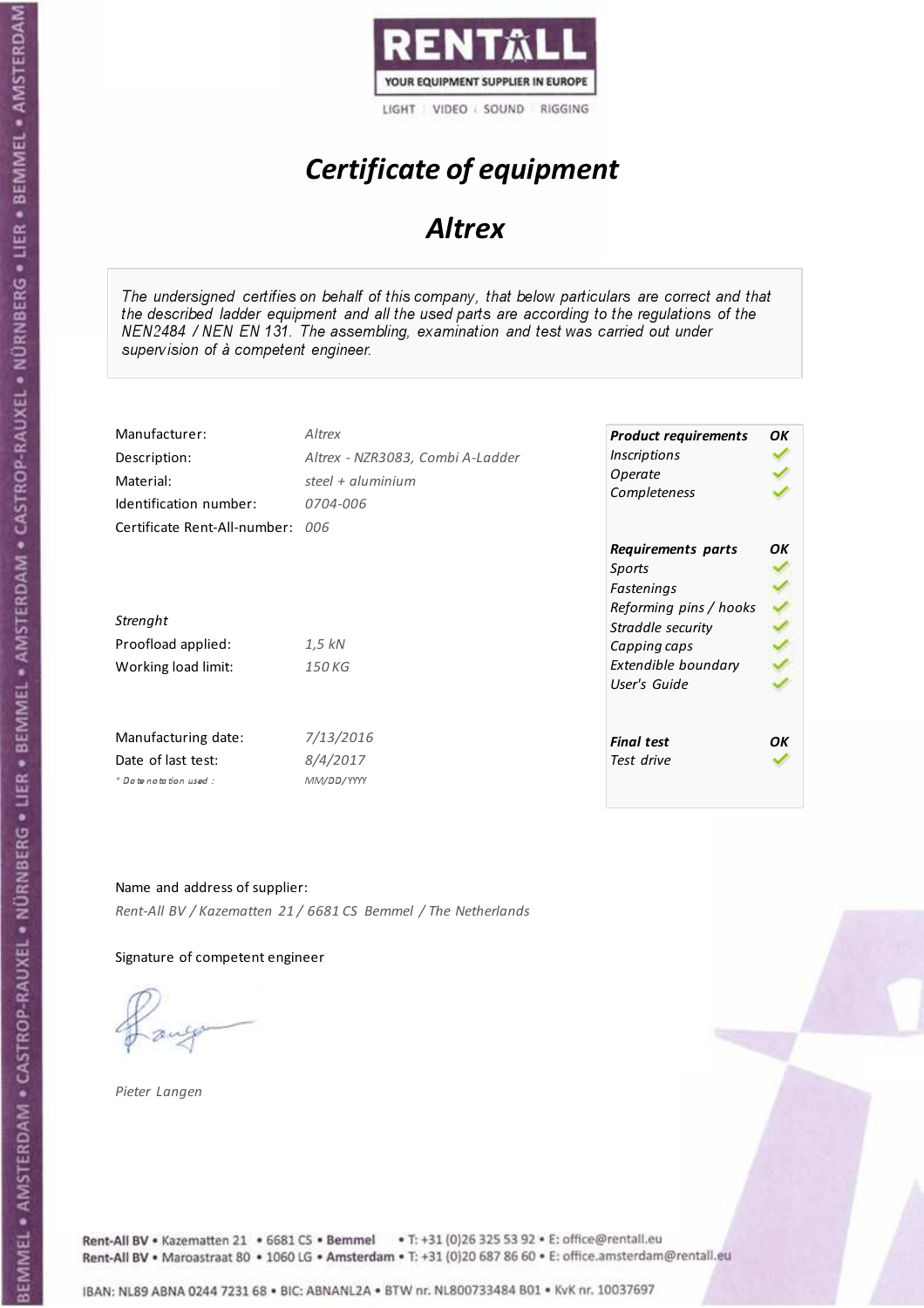RENTALL

YOUR EQUIPMENT SUPPLIER IN EUROPE

LIGHT | VIDEO | SOUND | RIGGING

# *Certificate of equipment*

## *Altrex*

*The undersigned certifies on behalf of this company, that below particulars are correct and that the described ladder equipment and all the used parts are according to the regulations of the NEN2484 / NEN EN 131. The assembling, examination and test was carried out under supervision of à competent engineer.*

| | |
|---|---|
| Manufacturer: | *Altrex* |
| Description: | *Altrex - NZR3083, Combi A-Ladder* |
| Material: | *steel + aluminium* |
| Identification number: | *0704-006* |
| Certificate Rent-All-number: | *006* |

*Strenght*

| | |
|---|---|
| Proofload applied: | *1,5 kN* |
| Working load limit: | *150 KG* |

| | |
|---|---|
| Manufacturing date: | *7/13/2016* |
| Date of last test: | *8/4/2017* |
| * Date notation used : | *MM/DD/YYYY* |

| ***Product requirements*** | ***OK*** |
|---|---|
| *Inscriptions* | ✓ |
| *Operate* | ✓ |
| *Completeness* | ✓ |
| ***Requirements parts*** | ***OK*** |
| *Sports* | ✓ |
| *Fastenings* | ✓ |
| *Reforming pins / hooks* | ✓ |
| *Straddle security* | ✓ |
| *Capping caps* | ✓ |
| *Extendible boundary* | ✓ |
| *User's Guide* | ✓ |
| ***Final test*** | ***OK*** |
| *Test drive* | ✓ |

Name and address of supplier:

*Rent-All BV / Kazematten 21 / 6681 CS Bemmel / The Netherlands*

Signature of competent engineer

*Pieter Langen*

Rent-All BV • Kazematten 21 • 6681 CS • **Bemmel** • T: +31 (0)26 325 53 92 • E: office@rentall.eu
Rent-All BV • Maroastraat 80 • 1060 LG • **Amsterdam** • T: +31 (0)20 687 86 60 • E: office.amsterdam@rentall.eu

IBAN: NL89 ABNA 0244 7231 68 • BIC: ABNANL2A • BTW nr. NL800733484 B01 • KvK nr. 10037697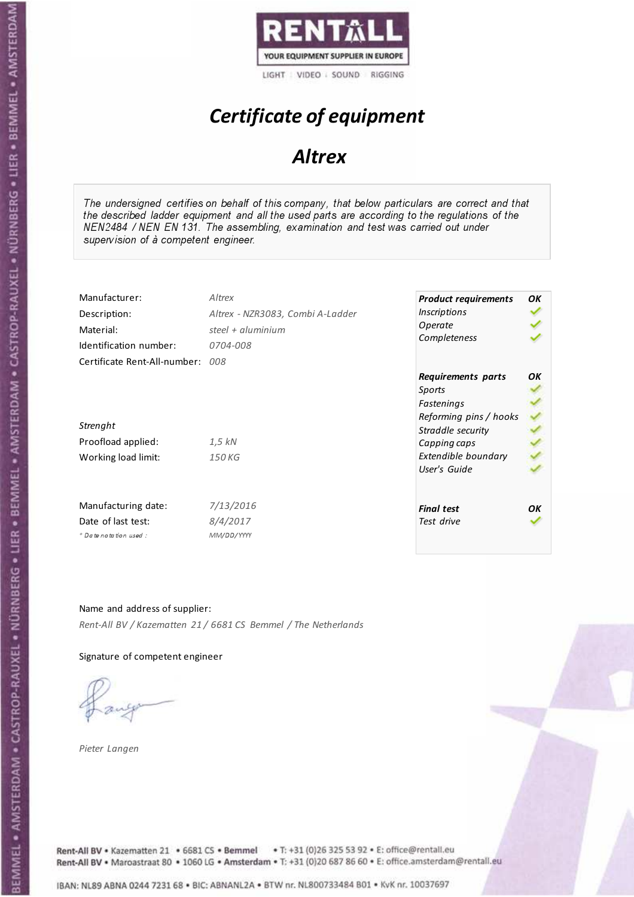RENTALL
YOUR EQUIPMENT SUPPLIER IN EUROPE
LIGHT | VIDEO | SOUND | RIGGING

# *Certificate of equipment*

## *Altrex*

*The undersigned certifies on behalf of this company, that below particulars are correct and that the described ladder equipment and all the used parts are according to the regulations of the NEN2484 / NEN EN 131. The assembling, examination and test was carried out under supervision of à competent engineer.*

| | |
|---|---|
| Manufacturer: | *Altrex* |
| Description: | *Altrex - NZR3083, Combi A-Ladder* |
| Material: | *steel + aluminium* |
| Identification number: | *0704-008* |
| Certificate Rent-All-number: | *008* |

*Strenght*

| | |
|---|---|
| Proofload applied: | *1,5 kN* |
| Working load limit: | *150 KG* |

| | |
|---|---|
| Manufacturing date: | *7/13/2016* |
| Date of last test: | *8/4/2017* |
| * *Date notation used :* | *MM/DD/YYYY* |

| ***Product requirements*** | ***OK*** |
|---|---|
| *Inscriptions* | ✓ |
| *Operate* | ✓ |
| *Completeness* | ✓ |

| ***Requirements parts*** | ***OK*** |
|---|---|
| *Sports* | ✓ |
| *Fastenings* | ✓ |
| *Reforming pins / hooks* | ✓ |
| *Straddle security* | ✓ |
| *Capping caps* | ✓ |
| *Extendible boundary* | ✓ |
| *User's Guide* | ✓ |

| ***Final test*** | ***OK*** |
|---|---|
| *Test drive* | ✓ |

Name and address of supplier:

*Rent-All BV / Kazematten 21 / 6681 CS Bemmel / The Netherlands*

Signature of competent engineer

*Pieter Langen*

Rent-All BV • Kazematten 21 • 6681 CS • **Bemmel** • T: +31 (0)26 325 53 92 • E: office@rentall.eu
Rent-All BV • Maroastraat 80 • 1060 LG • **Amsterdam** • T: +31 (0)20 687 86 60 • E: office.amsterdam@rentall.eu

IBAN: NL89 ABNA 0244 7231 68 • BIC: ABNANL2A • BTW nr. NL800733484 B01 • KvK nr. 10037697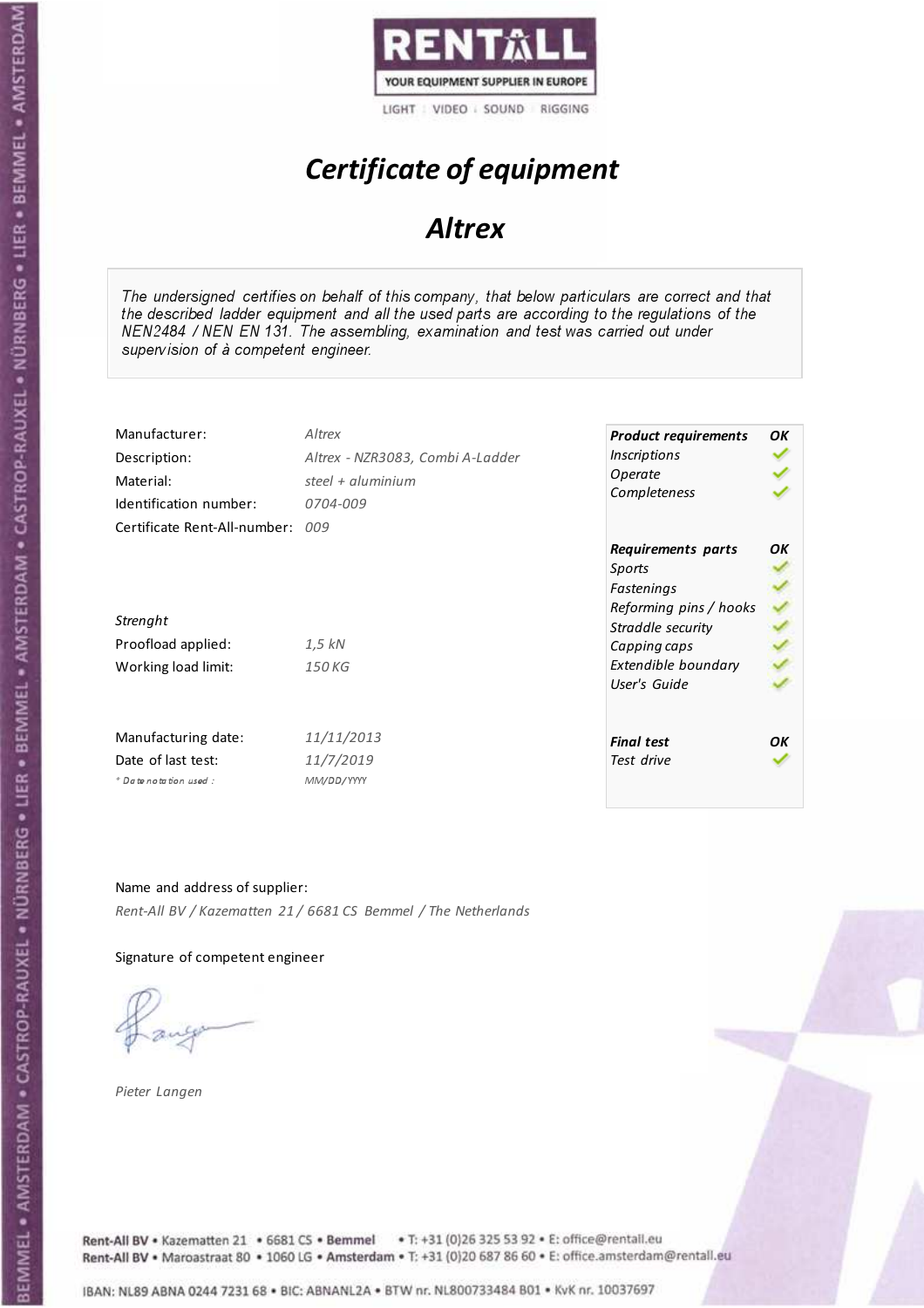RENTALL
YOUR EQUIPMENT SUPPLIER IN EUROPE
LIGHT | VIDEO | SOUND | RIGGING

# *Certificate of equipment*

## *Altrex*

*The undersigned certifies on behalf of this company, that below particulars are correct and that the described ladder equipment and all the used parts are according to the regulations of the NEN2484 / NEN EN 131. The assembling, examination and test was carried out under supervision of à competent engineer.*

| | |
|---|---|
| Manufacturer: | *Altrex* |
| Description: | *Altrex - NZR3083, Combi A-Ladder* |
| Material: | *steel + aluminium* |
| Identification number: | *0704-009* |
| Certificate Rent-All-number: | *009* |

*Strenght*

| | |
|---|---|
| Proofload applied: | *1,5 kN* |
| Working load limit: | *150 KG* |

| | |
|---|---|
| Manufacturing date: | *11/11/2013* |
| Date of last test: | *11/7/2019* |
| * Date notation used : | *MM/DD/YYYY* |

| ***Product requirements*** | ***OK*** |
|---|---|
| *Inscriptions* | ✓ |
| *Operate* | ✓ |
| *Completeness* | ✓ |

| ***Requirements parts*** | ***OK*** |
|---|---|
| *Sports* | ✓ |
| *Fastenings* | ✓ |
| *Reforming pins / hooks* | ✓ |
| *Straddle security* | ✓ |
| *Capping caps* | ✓ |
| *Extendible boundary* | ✓ |
| *User's Guide* | ✓ |

| ***Final test*** | ***OK*** |
|---|---|
| *Test drive* | ✓ |

Name and address of supplier:

*Rent-All BV / Kazematten 21 / 6681 CS Bemmel / The Netherlands*

Signature of competent engineer

*Pieter Langen*

Rent-All BV • Kazematten 21 • 6681 CS • **Bemmel** • T: +31 (0)26 325 53 92 • E: office@rentall.eu
Rent-All BV • Maroastraat 80 • 1060 LG • **Amsterdam** • T: +31 (0)20 687 86 60 • E: office.amsterdam@rentall.eu

IBAN: NL89 ABNA 0244 7231 68 • BIC: ABNANL2A • BTW nr. NL800733484 B01 • KvK nr. 10037697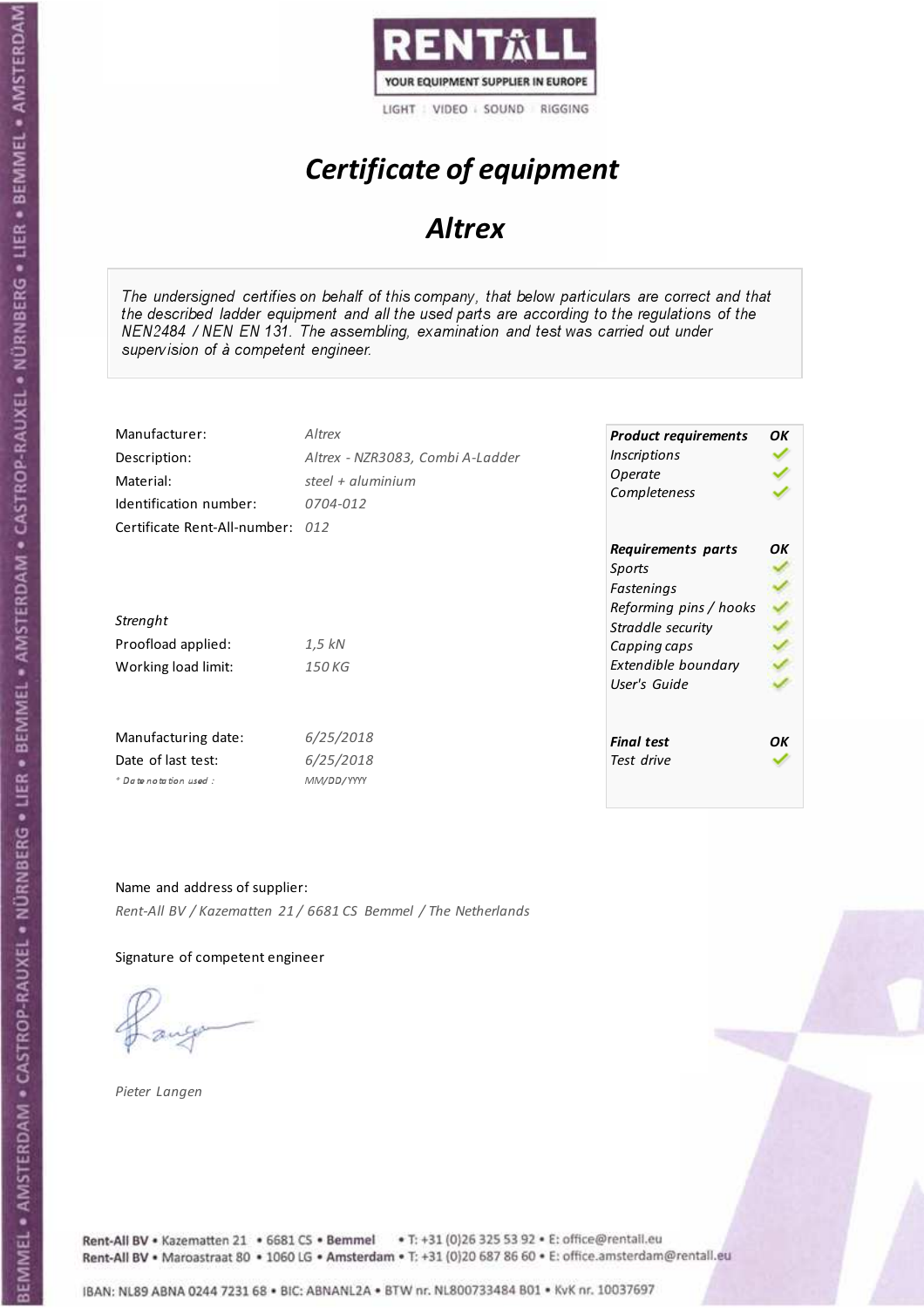RENTALL
YOUR EQUIPMENT SUPPLIER IN EUROPE
LIGHT | VIDEO | SOUND | RIGGING

# *Certificate of equipment*

## *Altrex*

*The undersigned certifies on behalf of this company, that below particulars are correct and that the described ladder equipment and all the used parts are according to the regulations of the NEN2484 / NEN EN 131. The assembling, examination and test was carried out under supervision of à competent engineer.*

| | |
|---|---|
| Manufacturer: | *Altrex* |
| Description: | *Altrex - NZR3083, Combi A-Ladder* |
| Material: | *steel + aluminium* |
| Identification number: | *0704-012* |
| Certificate Rent-All-number: | *012* |

*Strenght*

| | |
|---|---|
| Proofload applied: | *1,5 kN* |
| Working load limit: | *150 KG* |

| | |
|---|---|
| Manufacturing date: | *6/25/2018* |
| Date of last test: | *6/25/2018* |
| *\* Date notation used :* | *MM/DD/YYYY* |

| ***Product requirements*** | ***OK*** |
|---|---|
| *Inscriptions* | ✓ |
| *Operate* | ✓ |
| *Completeness* | ✓ |

| ***Requirements parts*** | ***OK*** |
|---|---|
| *Sports* | ✓ |
| *Fastenings* | ✓ |
| *Reforming pins / hooks* | ✓ |
| *Straddle security* | ✓ |
| *Capping caps* | ✓ |
| *Extendible boundary* | ✓ |
| *User's Guide* | ✓ |

| ***Final test*** | ***OK*** |
|---|---|
| *Test drive* | ✓ |

Name and address of supplier:

*Rent-All BV / Kazematten 21 / 6681 CS Bemmel / The Netherlands*

Signature of competent engineer

*Pieter Langen*

Rent-All BV • Kazematten 21 • 6681 CS • **Bemmel** • T: +31 (0)26 325 53 92 • E: office@rentall.eu
Rent-All BV • Maroastraat 80 • 1060 LG • **Amsterdam** • T: +31 (0)20 687 86 60 • E: office.amsterdam@rentall.eu

IBAN: NL89 ABNA 0244 7231 68 • BIC: ABNANL2A • BTW nr. NL800733484 B01 • KvK nr. 10037697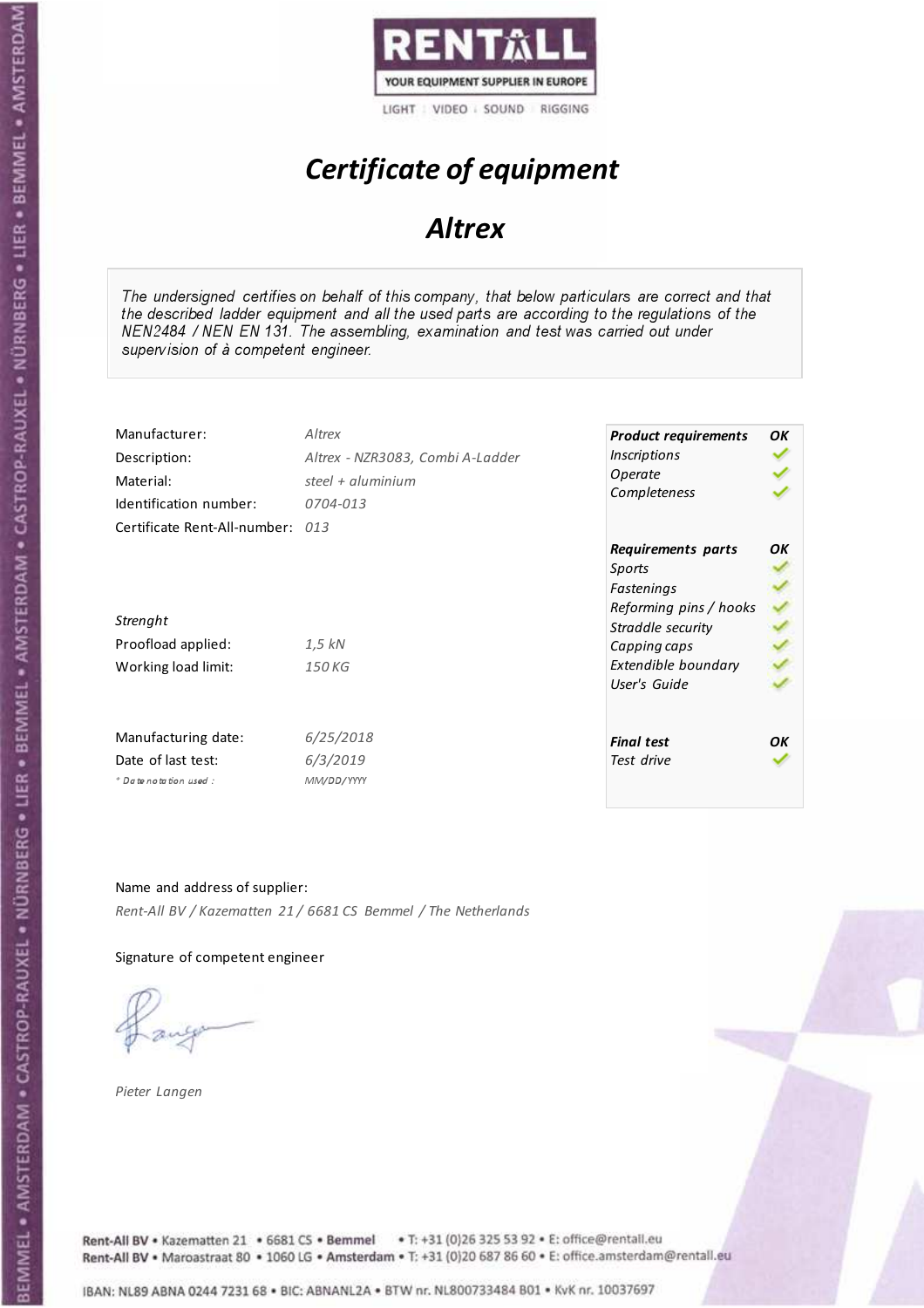RENTALL
YOUR EQUIPMENT SUPPLIER IN EUROPE
LIGHT | VIDEO | SOUND | RIGGING

# *Certificate of equipment*

## *Altrex*

*The undersigned certifies on behalf of this company, that below particulars are correct and that the described ladder equipment and all the used parts are according to the regulations of the NEN2484 / NEN EN 131. The assembling, examination and test was carried out under supervision of à competent engineer.*

| | |
|---|---|
| Manufacturer: | *Altrex* |
| Description: | *Altrex - NZR3083, Combi A-Ladder* |
| Material: | *steel + aluminium* |
| Identification number: | *0704-013* |
| Certificate Rent-All-number: | *013* |

*Strenght*

| | |
|---|---|
| Proofload applied: | *1,5 kN* |
| Working load limit: | *150 KG* |

| | |
|---|---|
| Manufacturing date: | *6/25/2018* |
| Date of last test: | *6/3/2019* |
| *\* Date notation used :* | *MM/DD/YYYY* |

| ***Product requirements*** | ***OK*** |
|---|---|
| *Inscriptions* | ✓ |
| *Operate* | ✓ |
| *Completeness* | ✓ |

| ***Requirements parts*** | ***OK*** |
|---|---|
| *Sports* | ✓ |
| *Fastenings* | ✓ |
| *Reforming pins / hooks* | ✓ |
| *Straddle security* | ✓ |
| *Capping caps* | ✓ |
| *Extendible boundary* | ✓ |
| *User's Guide* | ✓ |

| ***Final test*** | ***OK*** |
|---|---|
| *Test drive* | ✓ |

Name and address of supplier:

*Rent-All BV / Kazematten 21 / 6681 CS Bemmel / The Netherlands*

Signature of competent engineer

*Pieter Langen*

Rent-All BV • Kazematten 21 • 6681 CS • **Bemmel** • T: +31 (0)26 325 53 92 • E: office@rentall.eu
Rent-All BV • Maroastraat 80 • 1060 LG • **Amsterdam** • T: +31 (0)20 687 86 60 • E: office.amsterdam@rentall.eu

IBAN: NL89 ABNA 0244 7231 68 • BIC: ABNANL2A • BTW nr. NL800733484 B01 • KvK nr. 10037697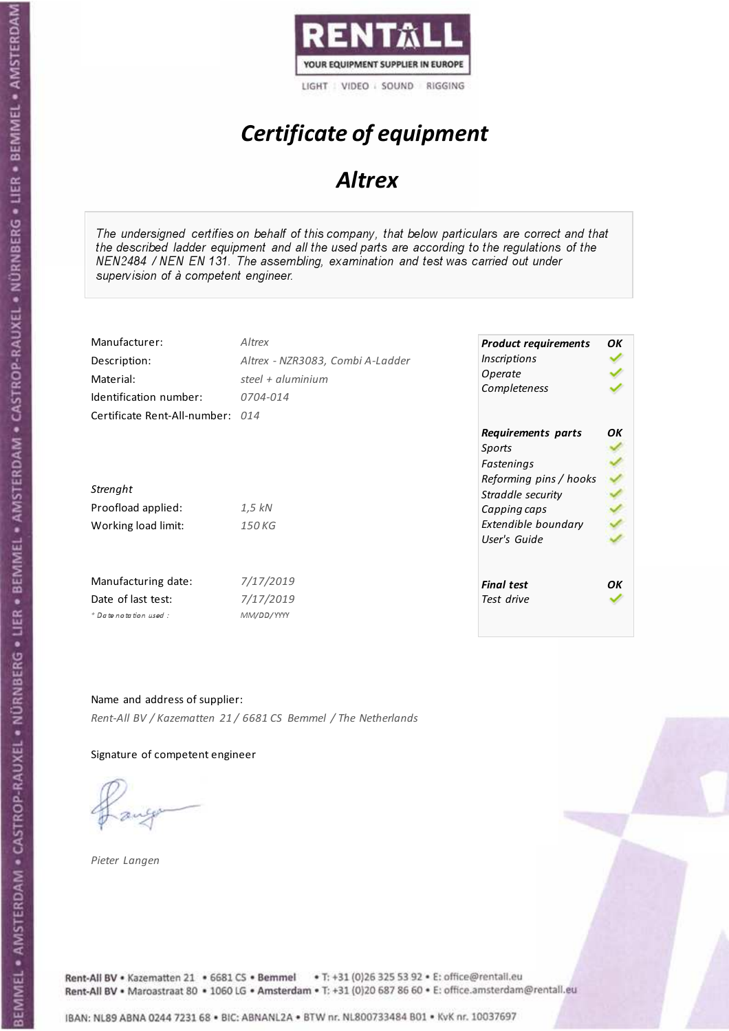RENTALL

YOUR EQUIPMENT SUPPLIER IN EUROPE

LIGHT | VIDEO | SOUND | RIGGING

# *Certificate of equipment*

## *Altrex*

*The undersigned certifies on behalf of this company, that below particulars are correct and that the described ladder equipment and all the used parts are according to the regulations of the NEN2484 / NEN EN 131. The assembling, examination and test was carried out under supervision of à competent engineer.*

| | |
|---|---|
| Manufacturer: | *Altrex* |
| Description: | *Altrex - NZR3083, Combi A-Ladder* |
| Material: | *steel + aluminium* |
| Identification number: | *0704-014* |
| Certificate Rent-All-number: | *014* |

*Strenght*

| | |
|---|---|
| Proofload applied: | *1,5 kN* |
| Working load limit: | *150 KG* |

| | |
|---|---|
| Manufacturing date: | *7/17/2019* |
| Date of last test: | *7/17/2019* |
| *\* Date notation used :* | *MM/DD/YYYY* |

| ***Product requirements*** | ***OK*** |
|---|---|
| *Inscriptions* | ✓ |
| *Operate* | ✓ |
| *Completeness* | ✓ |

| ***Requirements parts*** | ***OK*** |
|---|---|
| *Sports* | ✓ |
| *Fastenings* | ✓ |
| *Reforming pins / hooks* | ✓ |
| *Straddle security* | ✓ |
| *Capping caps* | ✓ |
| *Extendible boundary* | ✓ |
| *User's Guide* | ✓ |

| ***Final test*** | ***OK*** |
|---|---|
| *Test drive* | ✓ |

Name and address of supplier:

*Rent-All BV / Kazematten 21 / 6681 CS Bemmel / The Netherlands*

Signature of competent engineer

*Pieter Langen*

Rent-All BV • Kazematten 21 • 6681 CS • **Bemmel** • T: +31 (0)26 325 53 92 • E: office@rentall.eu
Rent-All BV • Maroastraat 80 • 1060 LG • **Amsterdam** • T: +31 (0)20 687 86 60 • E: office.amsterdam@rentall.eu

IBAN: NL89 ABNA 0244 7231 68 • BIC: ABNANL2A • BTW nr. NL800733484 B01 • KvK nr. 10037697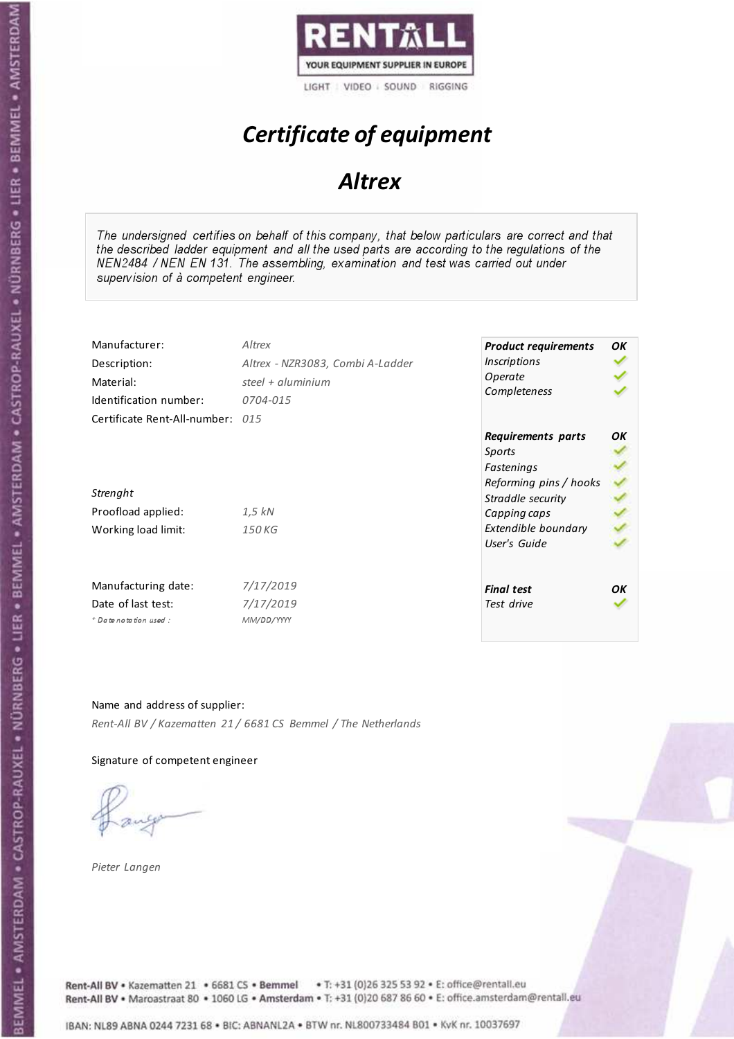# Certificate of equipment

## Altrex

*The undersigned certifies on behalf of this company, that below particulars are correct and that the described ladder equipment and all the used parts are according to the regulations of the NEN2484 / NEN EN 131. The assembling, examination and test was carried out under supervision of à competent engineer.*

| | |
|---|---|
| Manufacturer: | *Altrex* |
| Description: | *Altrex - NZR3083, Combi A-Ladder* |
| Material: | *steel + aluminium* |
| Identification number: | *0704-015* |
| Certificate Rent-All-number: | *015* |

*Strenght*

| | |
|---|---|
| Proofload applied: | *1,5 kN* |
| Working load limit: | *150 KG* |

| | |
|---|---|
| Manufacturing date: | *7/17/2019* |
| Date of last test: | *7/17/2019* |
| *\* Date notation used :* | *MM/DD/YYYY* |

| ***Product requirements*** | ***OK*** |
|---|---|
| *Inscriptions* | ✓ |
| *Operate* | ✓ |
| *Completeness* | ✓ |

| ***Requirements parts*** | ***OK*** |
|---|---|
| *Sports* | ✓ |
| *Fastenings* | ✓ |
| *Reforming pins / hooks* | ✓ |
| *Straddle security* | ✓ |
| *Capping caps* | ✓ |
| *Extendible boundary* | ✓ |
| *User's Guide* | ✓ |

| ***Final test*** | ***OK*** |
|---|---|
| *Test drive* | ✓ |

Name and address of supplier:

*Rent-All BV / Kazematten 21 / 6681 CS Bemmel / The Netherlands*

Signature of competent engineer

*Pieter Langen*

Rent-All BV • Kazematten 21 • 6681 CS • **Bemmel** • T: +31 (0)26 325 53 92 • E: office@rentall.eu
Rent-All BV • Maroastraat 80 • 1060 LG • **Amsterdam** • T: +31 (0)20 687 86 60 • E: office.amsterdam@rentall.eu

IBAN: NL89 ABNA 0244 7231 68 • BIC: ABNANL2A • BTW nr. NL800733484 B01 • KvK nr. 10037697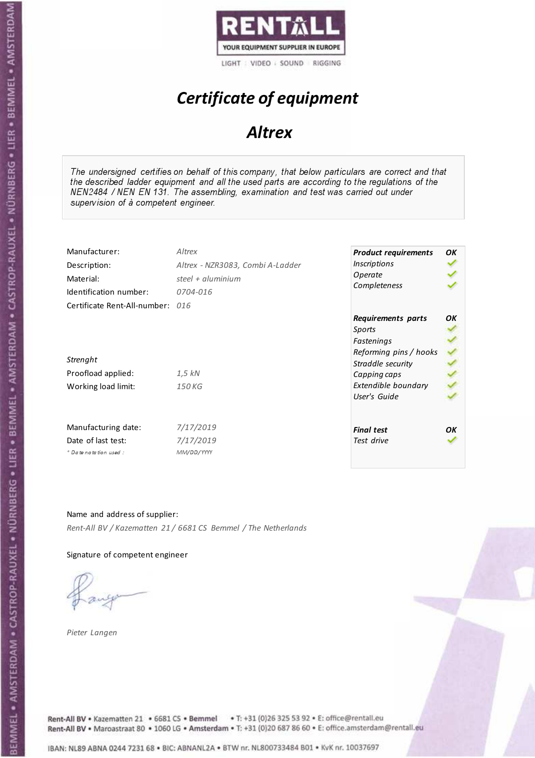RENTALL
YOUR EQUIPMENT SUPPLIER IN EUROPE
LIGHT | VIDEO | SOUND | RIGGING

# *Certificate of equipment*

## *Altrex*

*The undersigned certifies on behalf of this company, that below particulars are correct and that the described ladder equipment and all the used parts are according to the regulations of the NEN2484 / NEN EN 131. The assembling, examination and test was carried out under supervision of à competent engineer.*

| | |
|---|---|
| Manufacturer: | *Altrex* |
| Description: | *Altrex - NZR3083, Combi A-Ladder* |
| Material: | *steel + aluminium* |
| Identification number: | *0704-016* |
| Certificate Rent-All-number: | *016* |

*Strenght*

| | |
|---|---|
| Proofload applied: | *1,5 kN* |
| Working load limit: | *150 KG* |

| | |
|---|---|
| Manufacturing date: | *7/17/2019* |
| Date of last test: | *7/17/2019* |
| *\* Date notation used :* | *MM/DD/YYYY* |

| ***Product requirements*** | ***OK*** |
|---|---|
| *Inscriptions* | ✓ |
| *Operate* | ✓ |
| *Completeness* | ✓ |
| ***Requirements parts*** | ***OK*** |
| *Sports* | ✓ |
| *Fastenings* | ✓ |
| *Reforming pins / hooks* | ✓ |
| *Straddle security* | ✓ |
| *Capping caps* | ✓ |
| *Extendible boundary* | ✓ |
| *User's Guide* | ✓ |
| ***Final test*** | ***OK*** |
| *Test drive* | ✓ |

Name and address of supplier:

*Rent-All BV / Kazematten 21 / 6681 CS Bemmel / The Netherlands*

Signature of competent engineer

*Pieter Langen*

Rent-All BV • Kazematten 21 • 6681 CS • **Bemmel** • T: +31 (0)26 325 53 92 • E: office@rentall.eu
Rent-All BV • Maroastraat 80 • 1060 LG • **Amsterdam** • T: +31 (0)20 687 86 60 • E: office.amsterdam@rentall.eu

IBAN: NL89 ABNA 0244 7231 68 • BIC: ABNANL2A • BTW nr. NL800733484 B01 • KvK nr. 10037697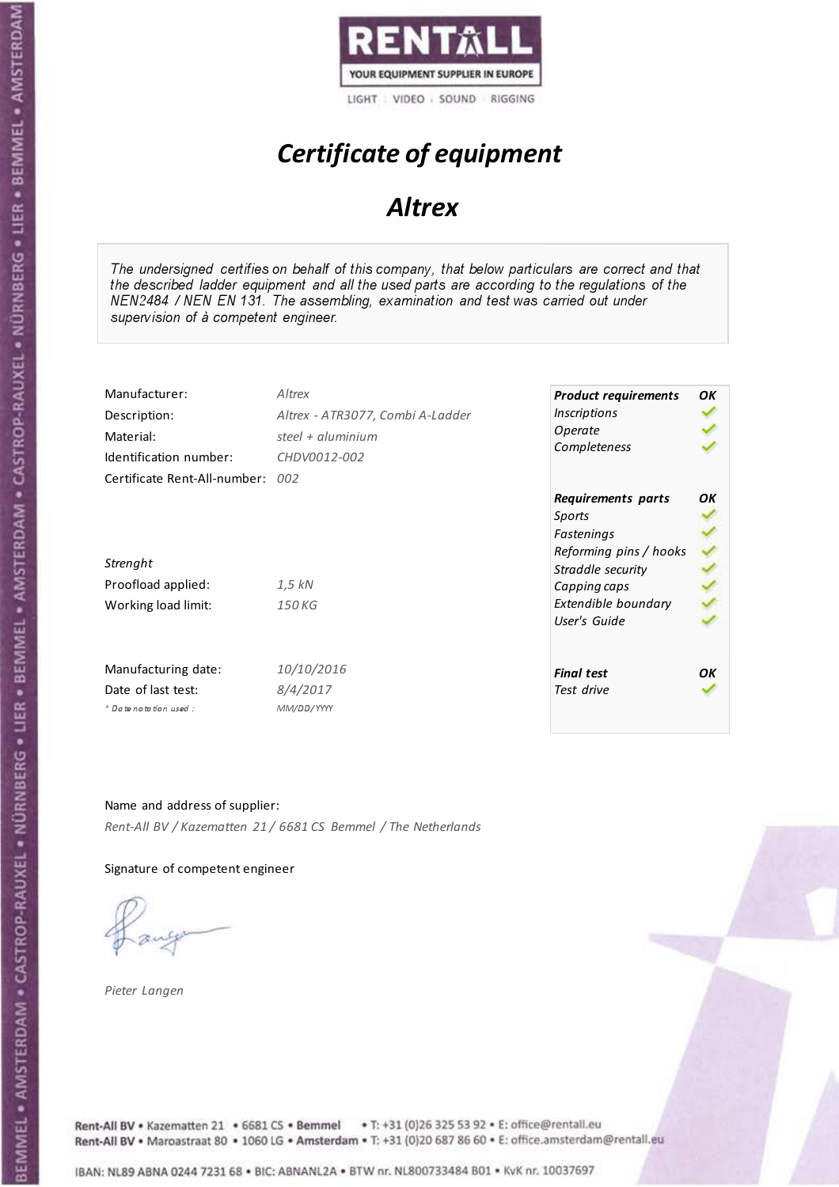RENTALL

YOUR EQUIPMENT SUPPLIER IN EUROPE

LIGHT | VIDEO | SOUND | RIGGING

# *Certificate of equipment*

## *Altrex*

*The undersigned certifies on behalf of this company, that below particulars are correct and that the described ladder equipment and all the used parts are according to the regulations of the NEN2484 / NEN EN 131. The assembling, examination and test was carried out under supervision of à competent engineer.*

| | |
|---|---|
| Manufacturer: | *Altrex* |
| Description: | *Altrex - ATR3077, Combi A-Ladder* |
| Material: | *steel + aluminium* |
| Identification number: | *CHDV0012-002* |
| Certificate Rent-All-number: | *002* |

*Strenght*

| | |
|---|---|
| Proofload applied: | *1,5 kN* |
| Working load limit: | *150 KG* |

| | |
|---|---|
| Manufacturing date: | *10/10/2016* |
| Date of last test: | *8/4/2017* |
| *\* Date notation used :* | *MM/DD/YYYY* |

| ***Product requirements*** | ***OK*** |
|---|---|
| *Inscriptions* | ✔ |
| *Operate* | ✔ |
| *Completeness* | ✔ |

| ***Requirements parts*** | ***OK*** |
|---|---|
| *Sports* | ✔ |
| *Fastenings* | ✔ |
| *Reforming pins / hooks* | ✔ |
| *Straddle security* | ✔ |
| *Capping caps* | ✔ |
| *Extendible boundary* | ✔ |
| *User's Guide* | ✔ |

| ***Final test*** | ***OK*** |
|---|---|
| *Test drive* | ✔ |

Name and address of supplier:

*Rent-All BV / Kazematten 21 / 6681 CS Bemmel / The Netherlands*

Signature of competent engineer

*Pieter Langen*

Rent-All BV • Kazematten 21 • 6681 CS • Bemmel • T: +31 (0)26 325 53 92 • E: office@rentall.eu
Rent-All BV • Maroastraat 80 • 1060 LG • Amsterdam • T: +31 (0)20 687 86 60 • E: office.amsterdam@rentall.eu

IBAN: NL89 ABNA 0244 7231 68 • BIC: ABNANL2A • BTW nr. NL800733484 B01 • KvK nr. 10037697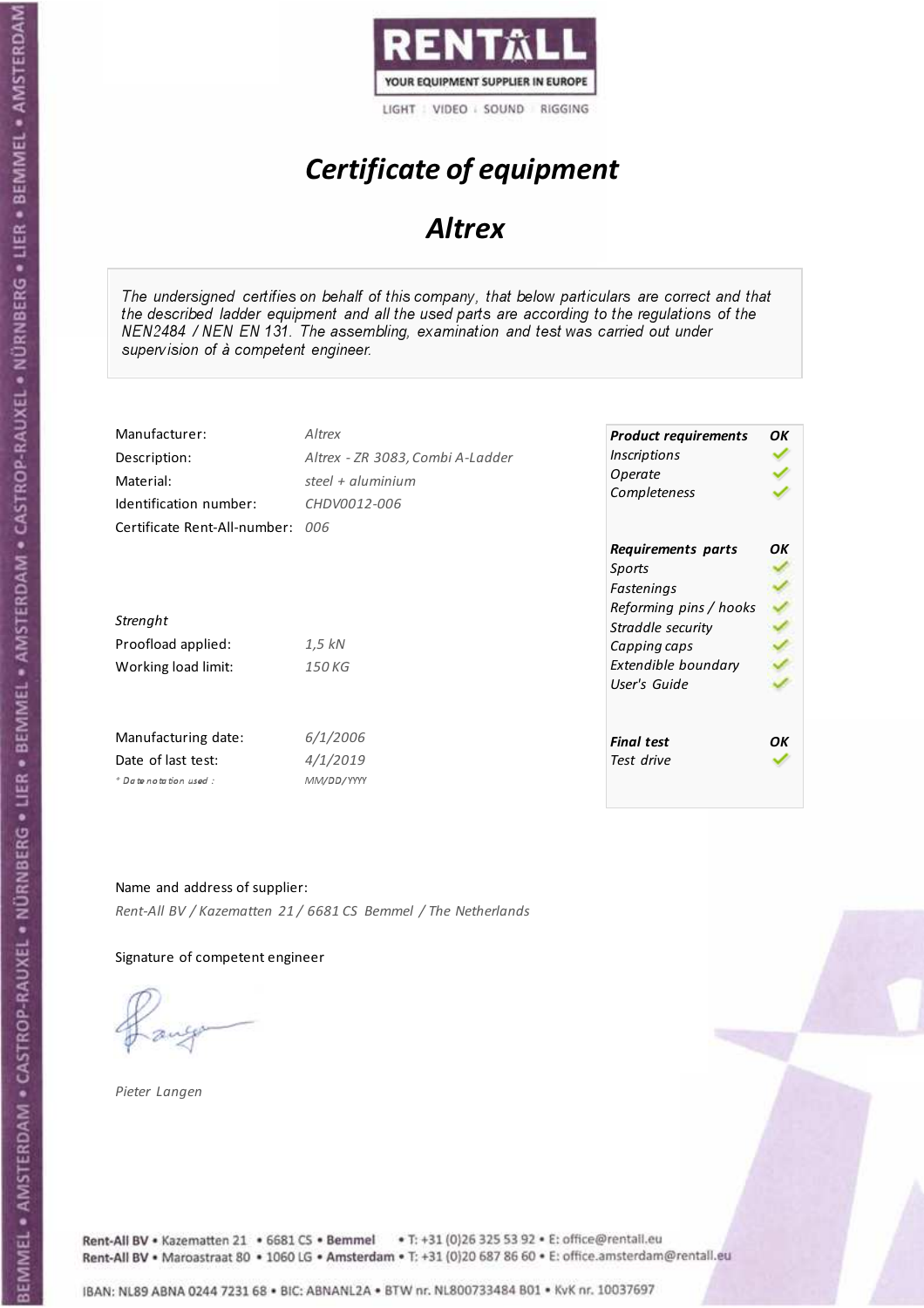RENTALL
YOUR EQUIPMENT SUPPLIER IN EUROPE
LIGHT | VIDEO | SOUND | RIGGING

# *Certificate of equipment*

## *Altrex*

*The undersigned certifies on behalf of this company, that below particulars are correct and that the described ladder equipment and all the used parts are according to the regulations of the NEN2484 / NEN EN 131. The assembling, examination and test was carried out under supervision of à competent engineer.*

| | |
|---|---|
| Manufacturer: | *Altrex* |
| Description: | *Altrex - ZR 3083, Combi A-Ladder* |
| Material: | *steel + aluminium* |
| Identification number: | *CHDV0012-006* |
| Certificate Rent-All-number: | *006* |

*Strenght*

| | |
|---|---|
| Proofload applied: | *1,5 kN* |
| Working load limit: | *150 KG* |

| | |
|---|---|
| Manufacturing date: | *6/1/2006* |
| Date of last test: | *4/1/2019* |
| * *Date notation used :* | *MM/DD/YYYY* |

| ***Product requirements*** | ***OK*** |
|---|---|
| *Inscriptions* | ✓ |
| *Operate* | ✓ |
| *Completeness* | ✓ |
| ***Requirements parts*** | ***OK*** |
| *Sports* | ✓ |
| *Fastenings* | ✓ |
| *Reforming pins / hooks* | ✓ |
| *Straddle security* | ✓ |
| *Capping caps* | ✓ |
| *Extendible boundary* | ✓ |
| *User's Guide* | ✓ |
| ***Final test*** | ***OK*** |
| *Test drive* | ✓ |

Name and address of supplier:

*Rent-All BV / Kazematten 21 / 6681 CS Bemmel / The Netherlands*

Signature of competent engineer

*Pieter Langen*

Rent-All BV • Kazematten 21 • 6681 CS • Bemmel • T: +31 (0)26 325 53 92 • E: office@rentall.eu
Rent-All BV • Maroastraat 80 • 1060 LG • Amsterdam • T: +31 (0)20 687 86 60 • E: office.amsterdam@rentall.eu

IBAN: NL89 ABNA 0244 7231 68 • BIC: ABNANL2A • BTW nr. NL800733484 B01 • KvK nr. 10037697